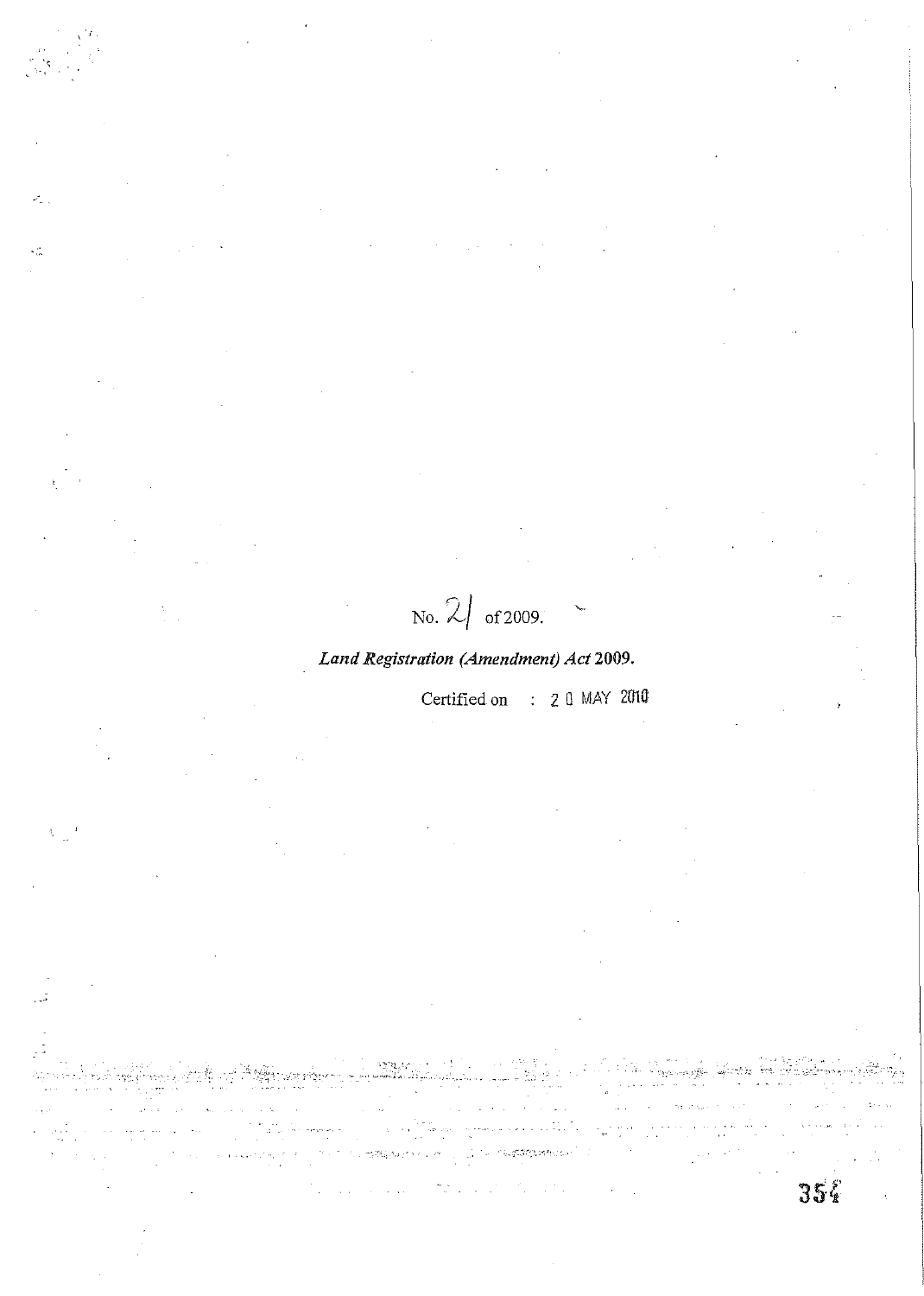No. 21 of 2009.

*Land Registration (Amendment) Act* **2009.**

Certified on : 20 MAY 2010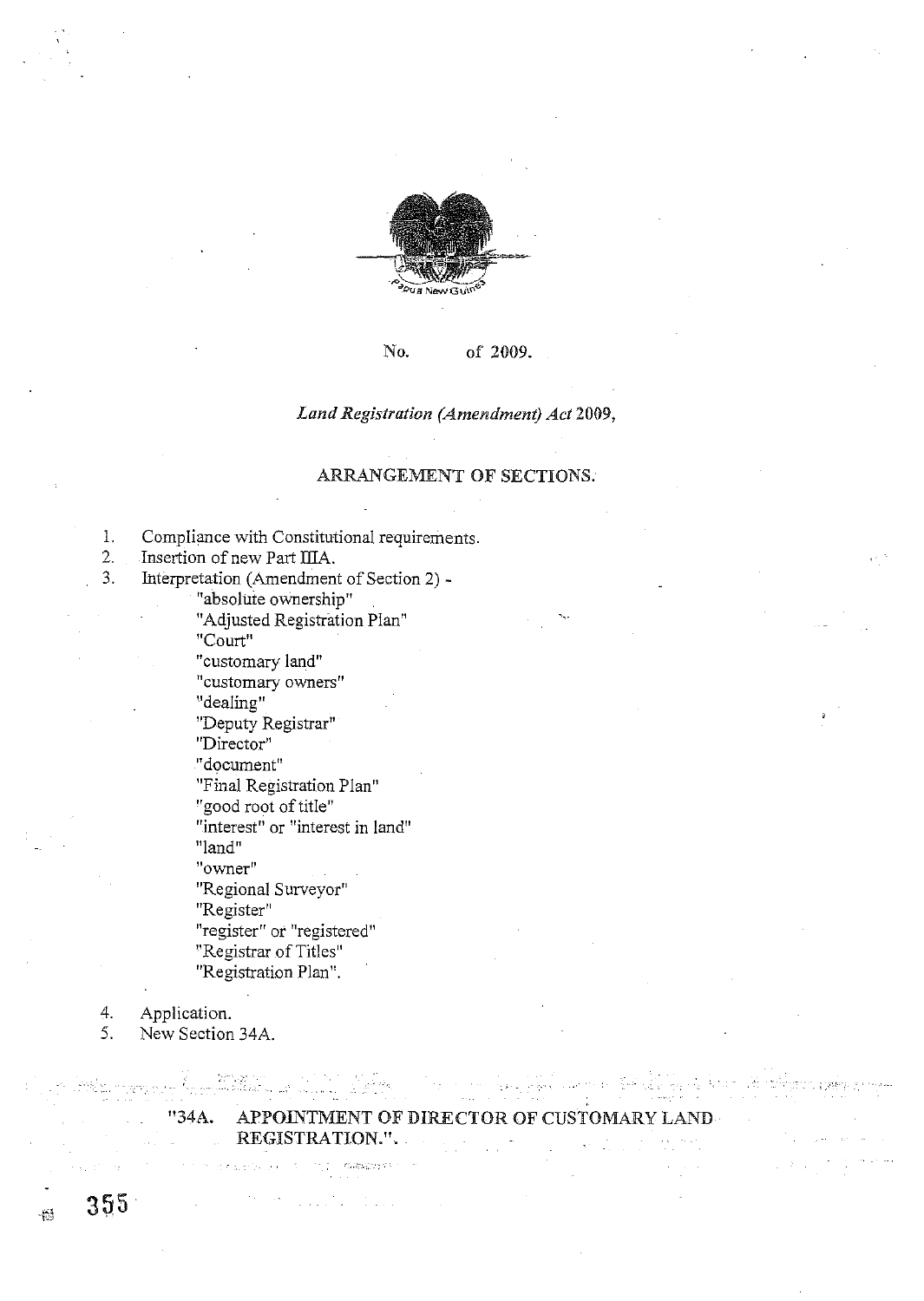No. of 2009.

*Land Registration (Amendment) Act* 2009,

## ARRANGEMENT OF SECTIONS.

1. Compliance with Constitutional requirements.
2. Insertion of new Part IIIA.
3. Interpretation (Amendment of Section 2) -
   - "absolute ownership"
   - "Adjusted Registration Plan"
   - "Court"
   - "customary land"
   - "customary owners"
   - "dealing"
   - "Deputy Registrar"
   - "Director"
   - "document"
   - "Final Registration Plan"
   - "good root of title"
   - "interest" or "interest in land"
   - "land"
   - "owner"
   - "Regional Surveyor"
   - "Register"
   - "register" or "registered"
   - "Registrar of Titles"
   - "Registration Plan".
4. Application.
5. New Section 34A.

"34A. APPOINTMENT OF DIRECTOR OF CUSTOMARY LAND REGISTRATION.".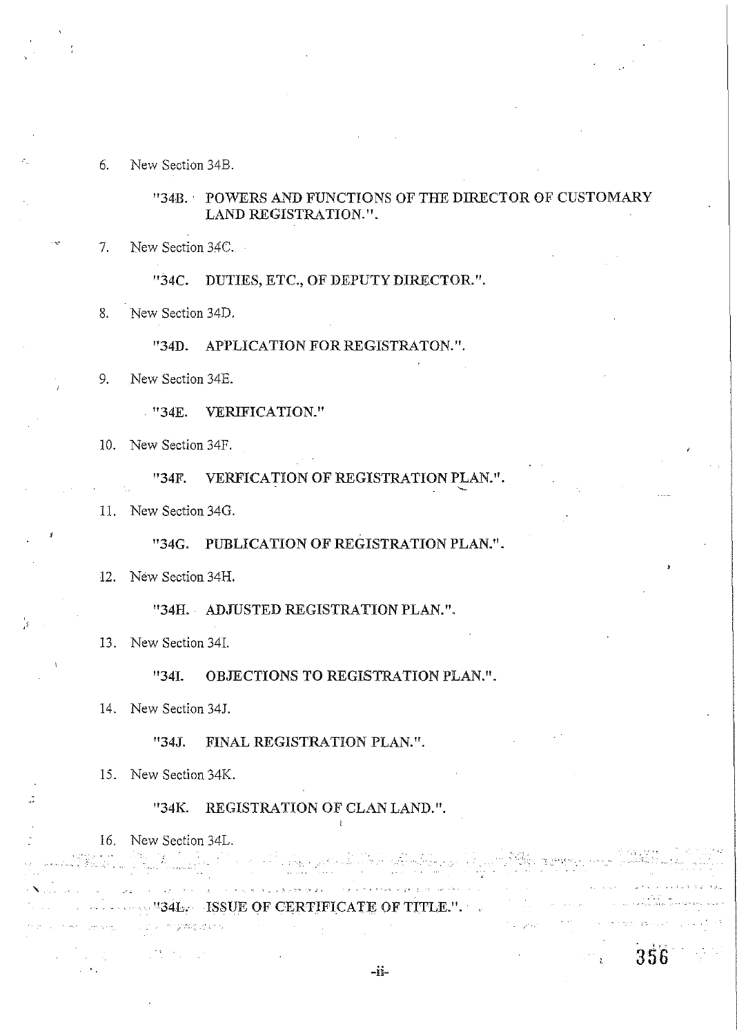6. New Section 34B.

   "34B. POWERS AND FUNCTIONS OF THE DIRECTOR OF CUSTOMARY LAND REGISTRATION.".

7. New Section 34C.

   "34C. DUTIES, ETC., OF DEPUTY DIRECTOR.".

8. New Section 34D.

   "34D. APPLICATION FOR REGISTRATON.".

9. New Section 34E.

   "34E. VERIFICATION."

10. New Section 34F.

    "34F. VERFICATION OF REGISTRATION PLAN.".

11. New Section 34G.

    "34G. PUBLICATION OF REGISTRATION PLAN.".

12. New Section 34H.

    "34H. ADJUSTED REGISTRATION PLAN.".

13. New Section 34I.

    "34I. OBJECTIONS TO REGISTRATION PLAN.".

14. New Section 34J.

    "34J. FINAL REGISTRATION PLAN.".

15. New Section 34K.

    "34K. REGISTRATION OF CLAN LAND.".

16. New Section 34L.

    "34L. ISSUE OF CERTIFICATE OF TITLE.".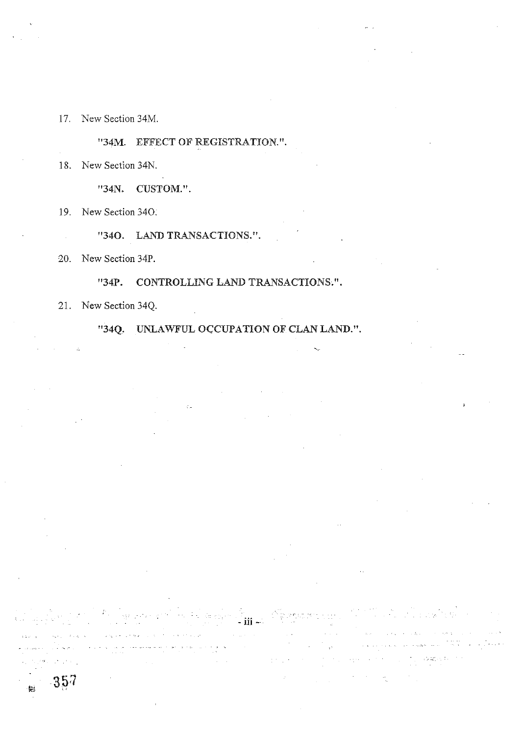17. New Section 34M.

    "34M. EFFECT OF REGISTRATION.".

18. New Section 34N.

    "34N. CUSTOM.".

19. New Section 34O.

    "34O. LAND TRANSACTIONS.".

20. New Section 34P.

    "34P. CONTROLLING LAND TRANSACTIONS.".

21. New Section 34Q.

    "34Q. UNLAWFUL OCCUPATION OF CLAN LAND.".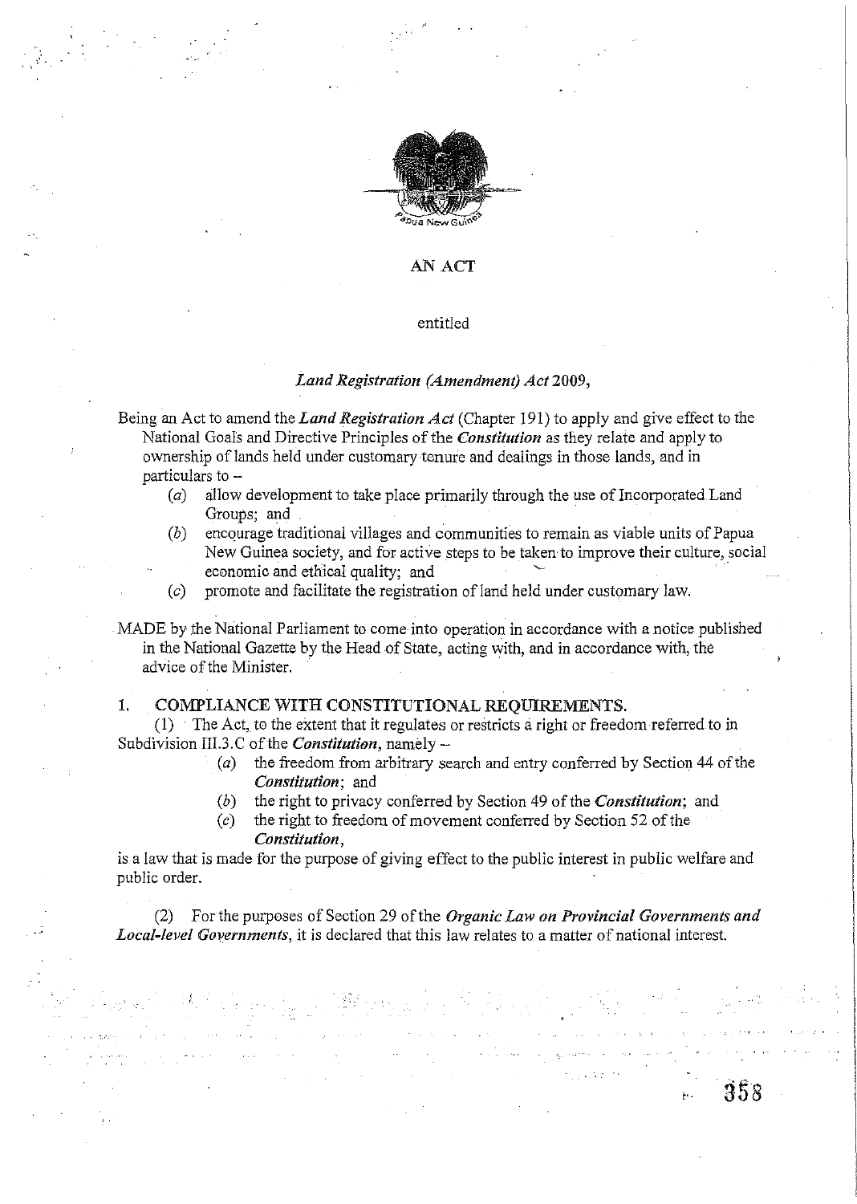# AN ACT

entitled

## *Land Registration (Amendment) Act* 2009,

Being an Act to amend the ***Land Registration Act*** (Chapter 191) to apply and give effect to the National Goals and Directive Principles of the ***Constitution*** as they relate and apply to ownership of lands held under customary tenure and dealings in those lands, and in particulars to –

- (*a*) allow development to take place primarily through the use of Incorporated Land Groups; and
- (*b*) encourage traditional villages and communities to remain as viable units of Papua New Guinea society, and for active steps to be taken to improve their culture, social economic and ethical quality; and
- (*c*) promote and facilitate the registration of land held under customary law.

MADE by the National Parliament to come into operation in accordance with a notice published in the National Gazette by the Head of State, acting with, and in accordance with, the advice of the Minister.

### 1. COMPLIANCE WITH CONSTITUTIONAL REQUIREMENTS.

(1) The Act, to the extent that it regulates or restricts a right or freedom referred to in Subdivision III.3.C of the ***Constitution***, namely –

- (*a*) the freedom from arbitrary search and entry conferred by Section 44 of the ***Constitution***; and
- (*b*) the right to privacy conferred by Section 49 of the ***Constitution***; and
- (*c*) the right to freedom of movement conferred by Section 52 of the ***Constitution***,

is a law that is made for the purpose of giving effect to the public interest in public welfare and public order.

(2) For the purposes of Section 29 of the ***Organic Law on Provincial Governments and Local-level Governments***, it is declared that this law relates to a matter of national interest.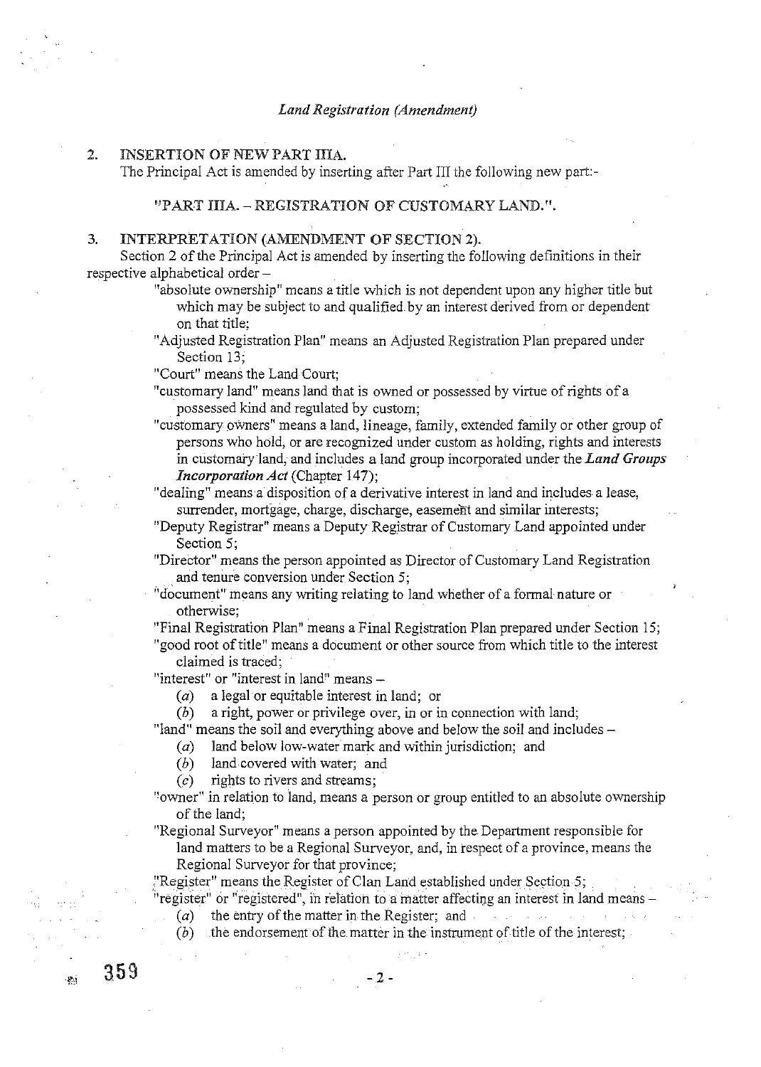## 2. INSERTION OF NEW PART IIIA.

The Principal Act is amended by inserting after Part III the following new part:-

"PART IIIA. – REGISTRATION OF CUSTOMARY LAND.".

## 3. INTERPRETATION (AMENDMENT OF SECTION 2).

Section 2 of the Principal Act is amended by inserting the following definitions in their respective alphabetical order –

"absolute ownership" means a title which is not dependent upon any higher title but which may be subject to and qualified by an interest derived from or dependent on that title;

"Adjusted Registration Plan" means an Adjusted Registration Plan prepared under Section 13;

"Court" means the Land Court;

"customary land" means land that is owned or possessed by virtue of rights of a possessed kind and regulated by custom;

"customary owners" means a land, lineage, family, extended family or other group of persons who hold, or are recognized under custom as holding, rights and interests in customary land, and includes a land group incorporated under the *Land Groups Incorporation Act* (Chapter 147);

"dealing" means a disposition of a derivative interest in land and includes a lease, surrender, mortgage, charge, discharge, easement and similar interests;

"Deputy Registrar" means a Deputy Registrar of Customary Land appointed under Section 5;

"Director" means the person appointed as Director of Customary Land Registration and tenure conversion under Section 5;

"document" means any writing relating to land whether of a formal nature or otherwise;

"Final Registration Plan" means a Final Registration Plan prepared under Section 15;

"good root of title" means a document or other source from which title to the interest claimed is traced;

"interest" or "interest in land" means –

(*a*) a legal or equitable interest in land; or

(*b*) a right, power or privilege over, in or in connection with land;

"land" means the soil and everything above and below the soil and includes –

(*a*) land below low-water mark and within jurisdiction; and

(*b*) land covered with water; and

(*c*) rights to rivers and streams;

"owner" in relation to land, means a person or group entitled to an absolute ownership of the land;

"Regional Surveyor" means a person appointed by the Department responsible for land matters to be a Regional Surveyor, and, in respect of a province, means the Regional Surveyor for that province;

"Register" means the Register of Clan Land established under Section 5;

"register" or "registered", in relation to a matter affecting an interest in land means –

(*a*) the entry of the matter in the Register; and

(*b*) the endorsement of the matter in the instrument of title of the interest;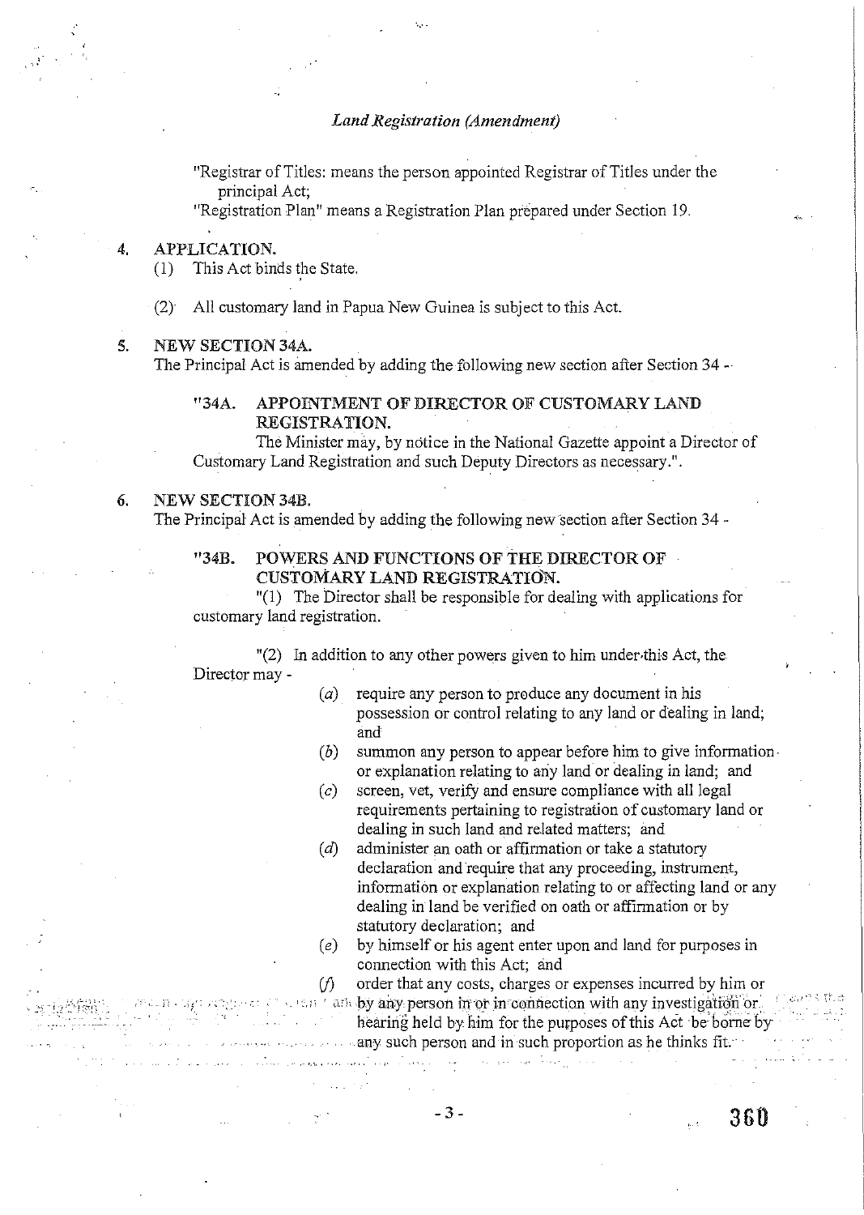"Registrar of Titles: means the person appointed Registrar of Titles under the principal Act;

"Registration Plan" means a Registration Plan prepared under Section 19.

## 4. APPLICATION.

(1) This Act binds the State.

(2) All customary land in Papua New Guinea is subject to this Act.

## 5. NEW SECTION 34A.

The Principal Act is amended by adding the following new section after Section 34 -

### "34A. APPOINTMENT OF DIRECTOR OF CUSTOMARY LAND REGISTRATION.

The Minister may, by notice in the National Gazette appoint a Director of Customary Land Registration and such Deputy Directors as necessary.".

## 6. NEW SECTION 34B.

The Principal Act is amended by adding the following new section after Section 34 -

### "34B. POWERS AND FUNCTIONS OF THE DIRECTOR OF CUSTOMARY LAND REGISTRATION.

"(1) The Director shall be responsible for dealing with applications for customary land registration.

"(2) In addition to any other powers given to him under this Act, the Director may -

(*a*) require any person to produce any document in his possession or control relating to any land or dealing in land; and

(*b*) summon any person to appear before him to give information or explanation relating to any land or dealing in land; and

(*c*) screen, vet, verify and ensure compliance with all legal requirements pertaining to registration of customary land or dealing in such land and related matters; and

(*d*) administer an oath or affirmation or take a statutory declaration and require that any proceeding, instrument, information or explanation relating to or affecting land or any dealing in land be verified on oath or affirmation or by statutory declaration; and

(*e*) by himself or his agent enter upon and land for purposes in connection with this Act; and

(*f*) order that any costs, charges or expenses incurred by him or by any person in or in connection with any investigation or hearing held by him for the purposes of this Act be borne by any such person and in such proportion as he thinks fit.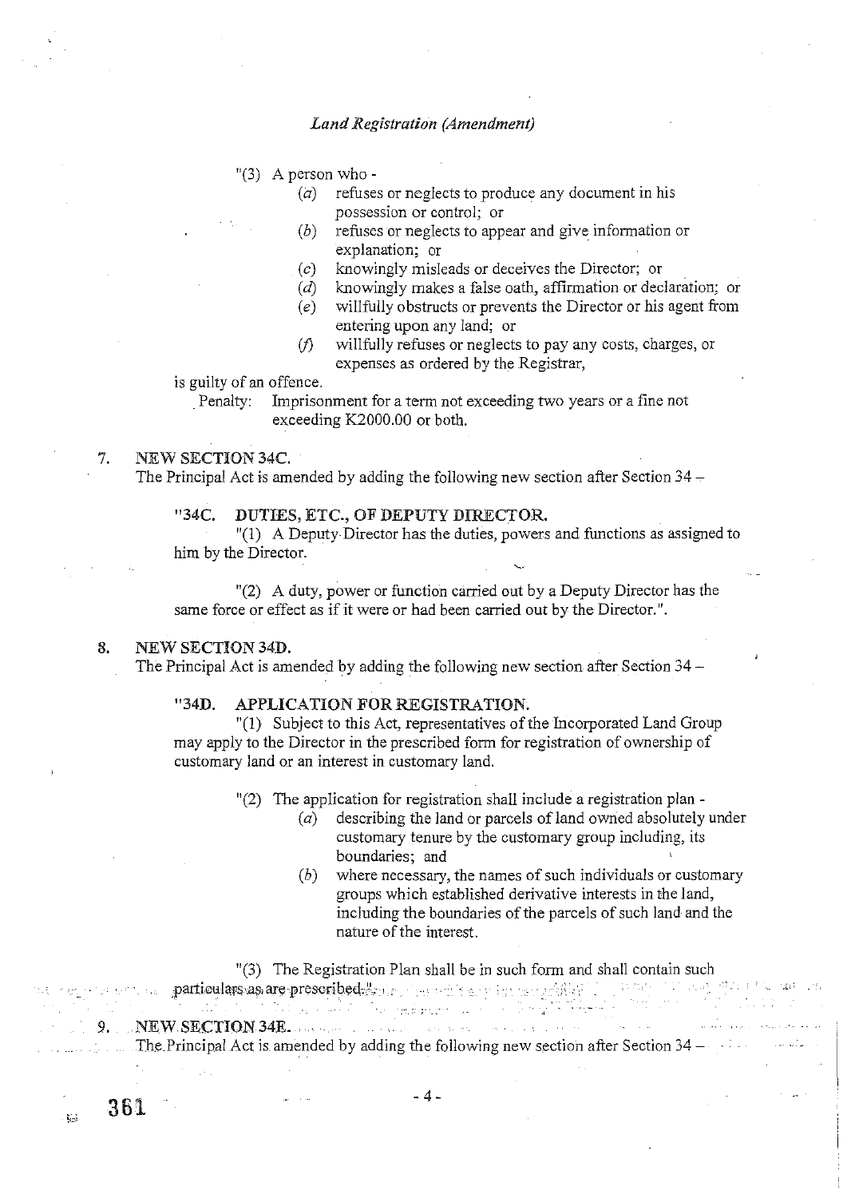"(3) A person who -

- (*a*) refuses or neglects to produce any document in his possession or control; or
- (*b*) refuses or neglects to appear and give information or explanation; or
- (*c*) knowingly misleads or deceives the Director; or
- (*d*) knowingly makes a false oath, affirmation or declaration; or
- (*e*) willfully obstructs or prevents the Director or his agent from entering upon any land; or
- (*f*) willfully refuses or neglects to pay any costs, charges, or expenses as ordered by the Registrar,

is guilty of an offence.

Penalty: Imprisonment for a term not exceeding two years or a fine not exceeding K2000.00 or both.

**7. NEW SECTION 34C.**

The Principal Act is amended by adding the following new section after Section 34 –

**"34C. DUTIES, ETC., OF DEPUTY DIRECTOR.**

"(1) A Deputy Director has the duties, powers and functions as assigned to him by the Director.

"(2) A duty, power or function carried out by a Deputy Director has the same force or effect as if it were or had been carried out by the Director.".

**8. NEW SECTION 34D.**

The Principal Act is amended by adding the following new section after Section 34 –

**"34D. APPLICATION FOR REGISTRATION.**

"(1) Subject to this Act, representatives of the Incorporated Land Group may apply to the Director in the prescribed form for registration of ownership of customary land or an interest in customary land.

"(2) The application for registration shall include a registration plan -

- (*a*) describing the land or parcels of land owned absolutely under customary tenure by the customary group including, its boundaries; and
- (*b*) where necessary, the names of such individuals or customary groups which established derivative interests in the land, including the boundaries of the parcels of such land and the nature of the interest.

"(3) The Registration Plan shall be in such form and shall contain such particulars as are prescribed.".

**9. NEW SECTION 34E.**

The Principal Act is amended by adding the following new section after Section 34 –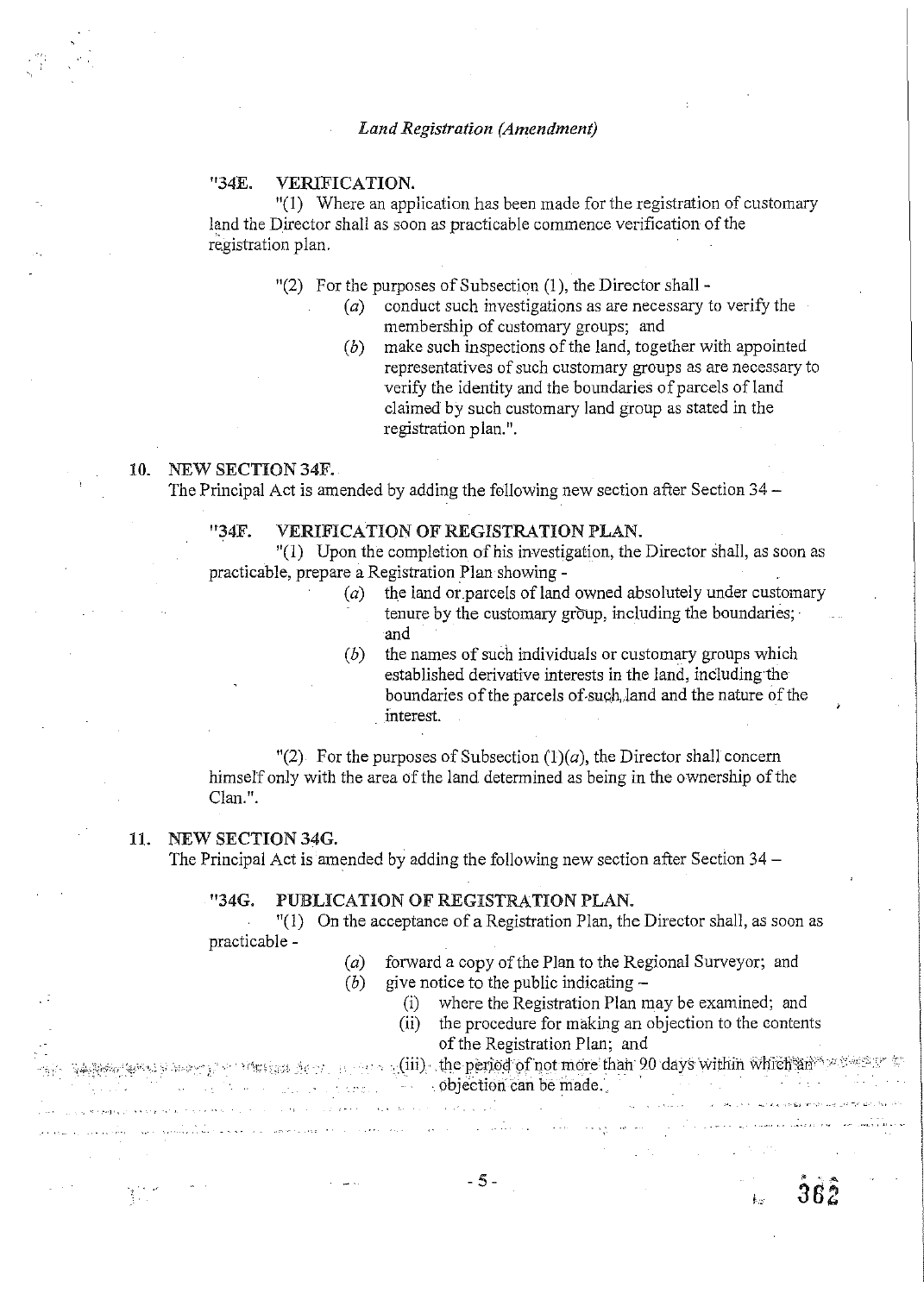"34E. VERIFICATION.

"(1) Where an application has been made for the registration of customary land the Director shall as soon as practicable commence verification of the registration plan.

"(2) For the purposes of Subsection (1), the Director shall -

(*a*) conduct such investigations as are necessary to verify the membership of customary groups; and

(*b*) make such inspections of the land, together with appointed representatives of such customary groups as are necessary to verify the identity and the boundaries of parcels of land claimed by such customary land group as stated in the registration plan.".

**10. NEW SECTION 34F.**

The Principal Act is amended by adding the following new section after Section 34 –

"34F. VERIFICATION OF REGISTRATION PLAN.

"(1) Upon the completion of his investigation, the Director shall, as soon as practicable, prepare a Registration Plan showing -

(*a*) the land or parcels of land owned absolutely under customary tenure by the customary group, including the boundaries; and

(*b*) the names of such individuals or customary groups which established derivative interests in the land, including the boundaries of the parcels of such land and the nature of the interest.

"(2) For the purposes of Subsection (1)(*a*), the Director shall concern himself only with the area of the land determined as being in the ownership of the Clan.".

**11. NEW SECTION 34G.**

The Principal Act is amended by adding the following new section after Section 34 –

"34G. PUBLICATION OF REGISTRATION PLAN.

"(1) On the acceptance of a Registration Plan, the Director shall, as soon as practicable -

(*a*) forward a copy of the Plan to the Regional Surveyor; and

(*b*) give notice to the public indicating –

(i) where the Registration Plan may be examined; and

(ii) the procedure for making an objection to the contents of the Registration Plan; and

(iii) the period of not more than 90 days within which an objection can be made.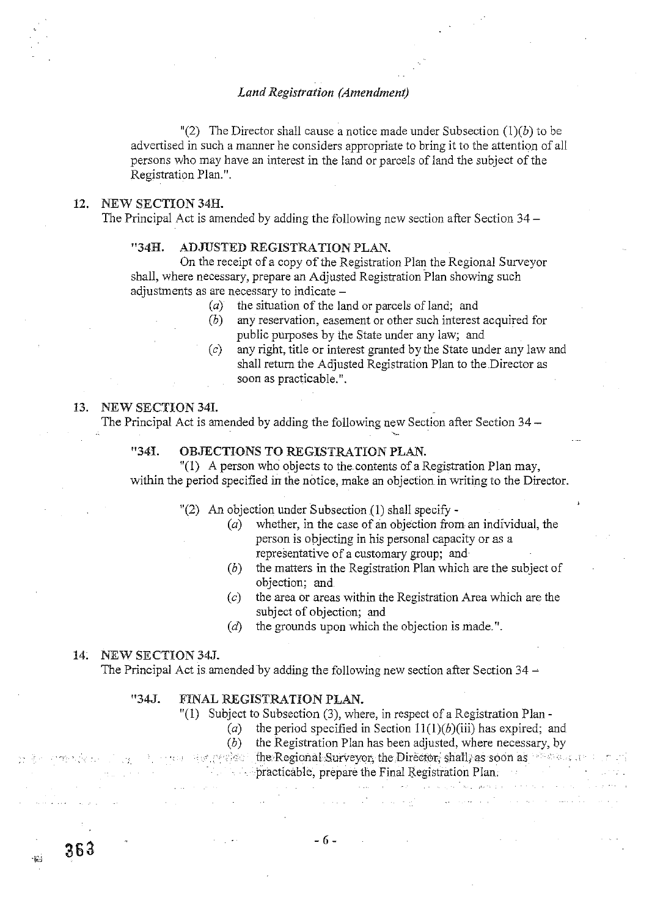"(2) The Director shall cause a notice made under Subsection (1)(*b*) to be advertised in such a manner he considers appropriate to bring it to the attention of all persons who may have an interest in the land or parcels of land the subject of the Registration Plan.".

## 12. NEW SECTION 34H.

The Principal Act is amended by adding the following new section after Section 34 –

### "34H. ADJUSTED REGISTRATION PLAN.

On the receipt of a copy of the Registration Plan the Regional Surveyor shall, where necessary, prepare an Adjusted Registration Plan showing such adjustments as are necessary to indicate –

- (*a*) the situation of the land or parcels of land; and
- (*b*) any reservation, easement or other such interest acquired for public purposes by the State under any law; and
- (*c*) any right, title or interest granted by the State under any law and shall return the Adjusted Registration Plan to the Director as soon as practicable.".

## 13. NEW SECTION 34I.

The Principal Act is amended by adding the following new Section after Section 34 –

### "34I. OBJECTIONS TO REGISTRATION PLAN.

"(1) A person who objects to the contents of a Registration Plan may, within the period specified in the notice, make an objection in writing to the Director.

"(2) An objection under Subsection (1) shall specify -

- (*a*) whether, in the case of an objection from an individual, the person is objecting in his personal capacity or as a representative of a customary group; and
- (*b*) the matters in the Registration Plan which are the subject of objection; and
- (*c*) the area or areas within the Registration Area which are the subject of objection; and
- (*d*) the grounds upon which the objection is made.".

## 14. NEW SECTION 34J.

The Principal Act is amended by adding the following new section after Section 34 –

### "34J. FINAL REGISTRATION PLAN.

"(1) Subject to Subsection (3), where, in respect of a Registration Plan -

- (*a*) the period specified in Section 11(1)(*b*)(iii) has expired; and
- (*b*) the Registration Plan has been adjusted, where necessary, by the Regional Surveyor, the Director, shall, as soon as practicable, prepare the Final Registration Plan.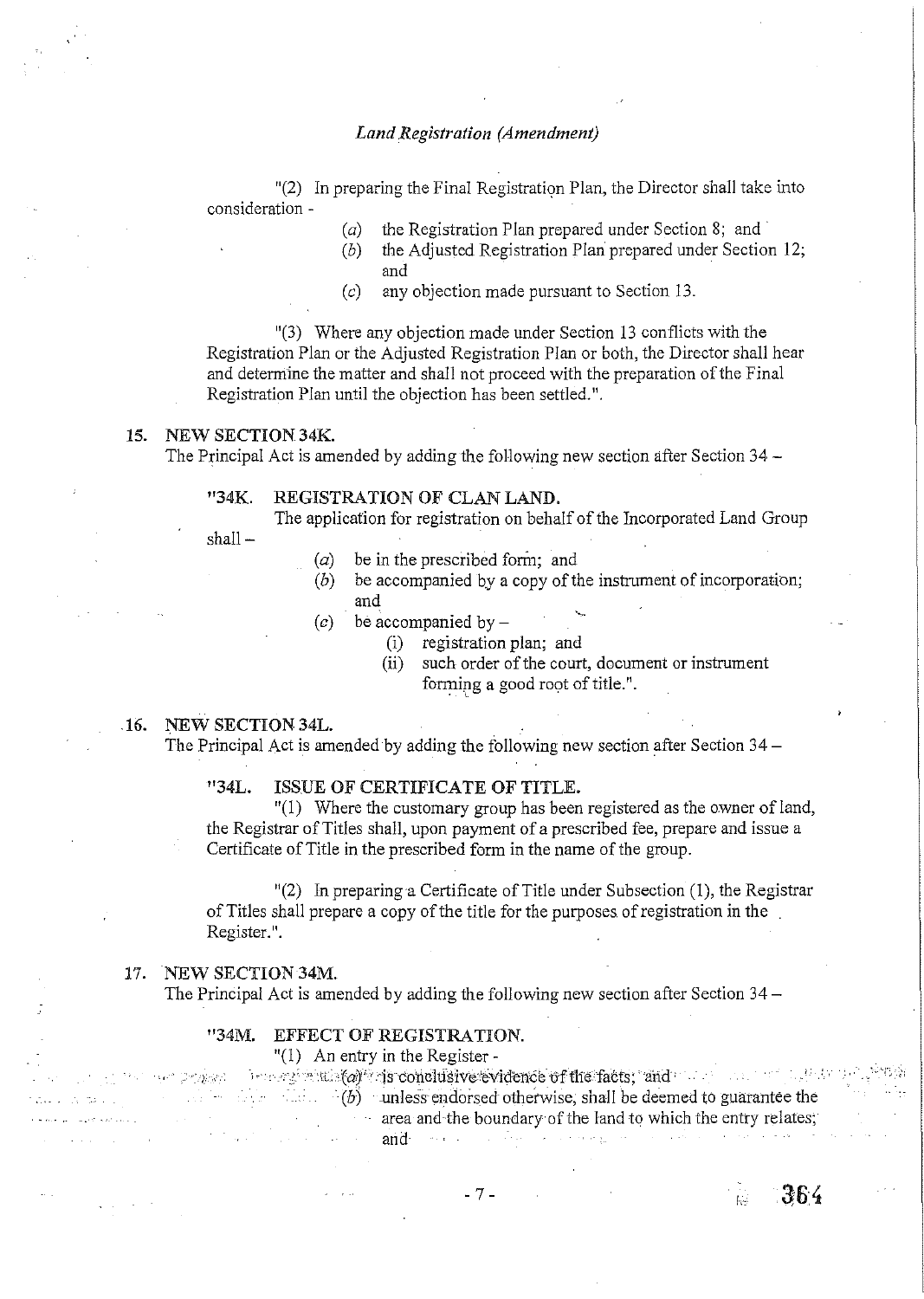"(2) In preparing the Final Registration Plan, the Director shall take into consideration -

(*a*) the Registration Plan prepared under Section 8; and

(*b*) the Adjusted Registration Plan prepared under Section 12; and

(*c*) any objection made pursuant to Section 13.

"(3) Where any objection made under Section 13 conflicts with the Registration Plan or the Adjusted Registration Plan or both, the Director shall hear and determine the matter and shall not proceed with the preparation of the Final Registration Plan until the objection has been settled.".

## 15. NEW SECTION 34K.

The Principal Act is amended by adding the following new section after Section 34 –

### "34K. REGISTRATION OF CLAN LAND.

The application for registration on behalf of the Incorporated Land Group shall –

(*a*) be in the prescribed form; and

(*b*) be accompanied by a copy of the instrument of incorporation; and

(*c*) be accompanied by –

(i) registration plan; and

(ii) such order of the court, document or instrument forming a good root of title.".

## 16. NEW SECTION 34L.

The Principal Act is amended by adding the following new section after Section 34 –

### "34L. ISSUE OF CERTIFICATE OF TITLE.

"(1) Where the customary group has been registered as the owner of land, the Registrar of Titles shall, upon payment of a prescribed fee, prepare and issue a Certificate of Title in the prescribed form in the name of the group.

"(2) In preparing a Certificate of Title under Subsection (1), the Registrar of Titles shall prepare a copy of the title for the purposes of registration in the Register.".

## 17. NEW SECTION 34M.

The Principal Act is amended by adding the following new section after Section 34 –

### "34M. EFFECT OF REGISTRATION.

"(1) An entry in the Register -

(*a*) is conclusive evidence of the facts; and

(*b*) unless endorsed otherwise, shall be deemed to guarantee the area and the boundary of the land to which the entry relates; and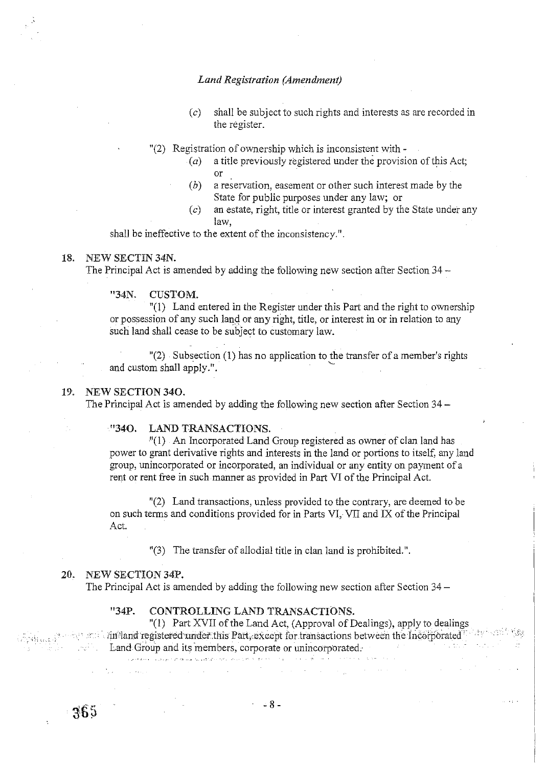(c) shall be subject to such rights and interests as are recorded in the register.

"(2) Registration of ownership which is inconsistent with -

(a) a title previously registered under the provision of this Act; or

(b) a reservation, easement or other such interest made by the State for public purposes under any law; or

(c) an estate, right, title or interest granted by the State under any law,

shall be ineffective to the extent of the inconsistency.".

**18. NEW SECTIN 34N.**

The Principal Act is amended by adding the following new section after Section 34 –

"34N. CUSTOM.

"(1) Land entered in the Register under this Part and the right to ownership or possession of any such land or any right, title, or interest in or in relation to any such land shall cease to be subject to customary law.

"(2) Subsection (1) has no application to the transfer of a member's rights and custom shall apply.".

**19. NEW SECTION 34O.**

The Principal Act is amended by adding the following new section after Section 34 –

"34O. LAND TRANSACTIONS.

"(1) An Incorporated Land Group registered as owner of clan land has power to grant derivative rights and interests in the land or portions to itself, any land group, unincorporated or incorporated, an individual or any entity on payment of a rent or rent free in such manner as provided in Part VI of the Principal Act.

"(2) Land transactions, unless provided to the contrary, are deemed to be on such terms and conditions provided for in Parts VI, VII and IX of the Principal Act.

"(3) The transfer of allodial title in clan land is prohibited.".

**20. NEW SECTION 34P.**

The Principal Act is amended by adding the following new section after Section 34 –

"34P. CONTROLLING LAND TRANSACTIONS.

"(1) Part XVII of the Land Act, (Approval of Dealings), apply to dealings in land registered under this Part, except for transactions between the Incorporated Land Group and its members, corporate or unincorporated.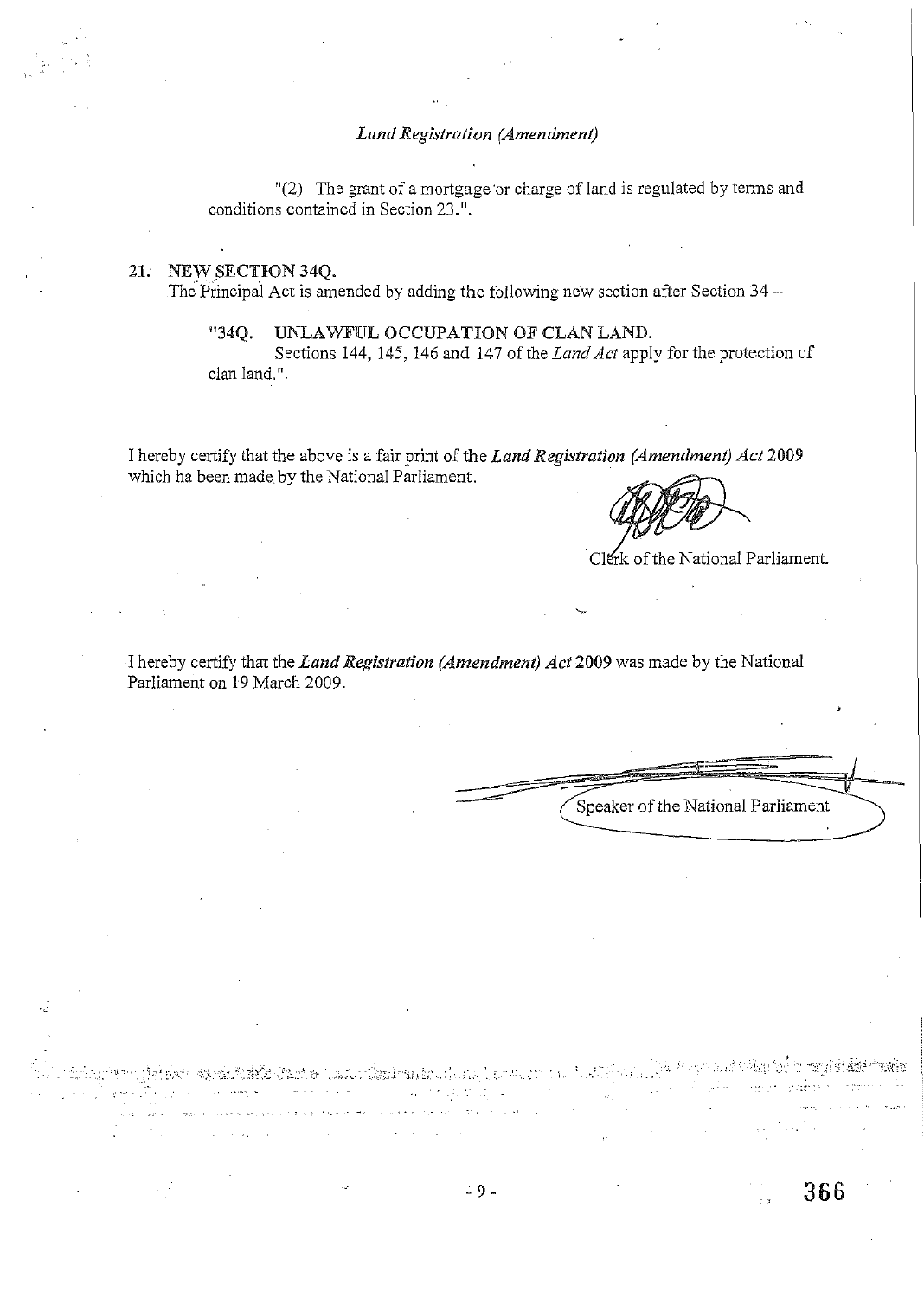"(2) The grant of a mortgage or charge of land is regulated by terms and conditions contained in Section 23.".

**21. NEW SECTION 34Q.**

The Principal Act is amended by adding the following new section after Section 34 –

"**34Q. UNLAWFUL OCCUPATION OF CLAN LAND.**

Sections 144, 145, 146 and 147 of the *Land Act* apply for the protection of clan land.".

I hereby certify that the above is a fair print of the ***Land Registration (Amendment) Act* 2009** which ha been made by the National Parliament.

Clerk of the National Parliament.

I hereby certify that the ***Land Registration (Amendment) Act* 2009** was made by the National Parliament on 19 March 2009.

Speaker of the National Parliament